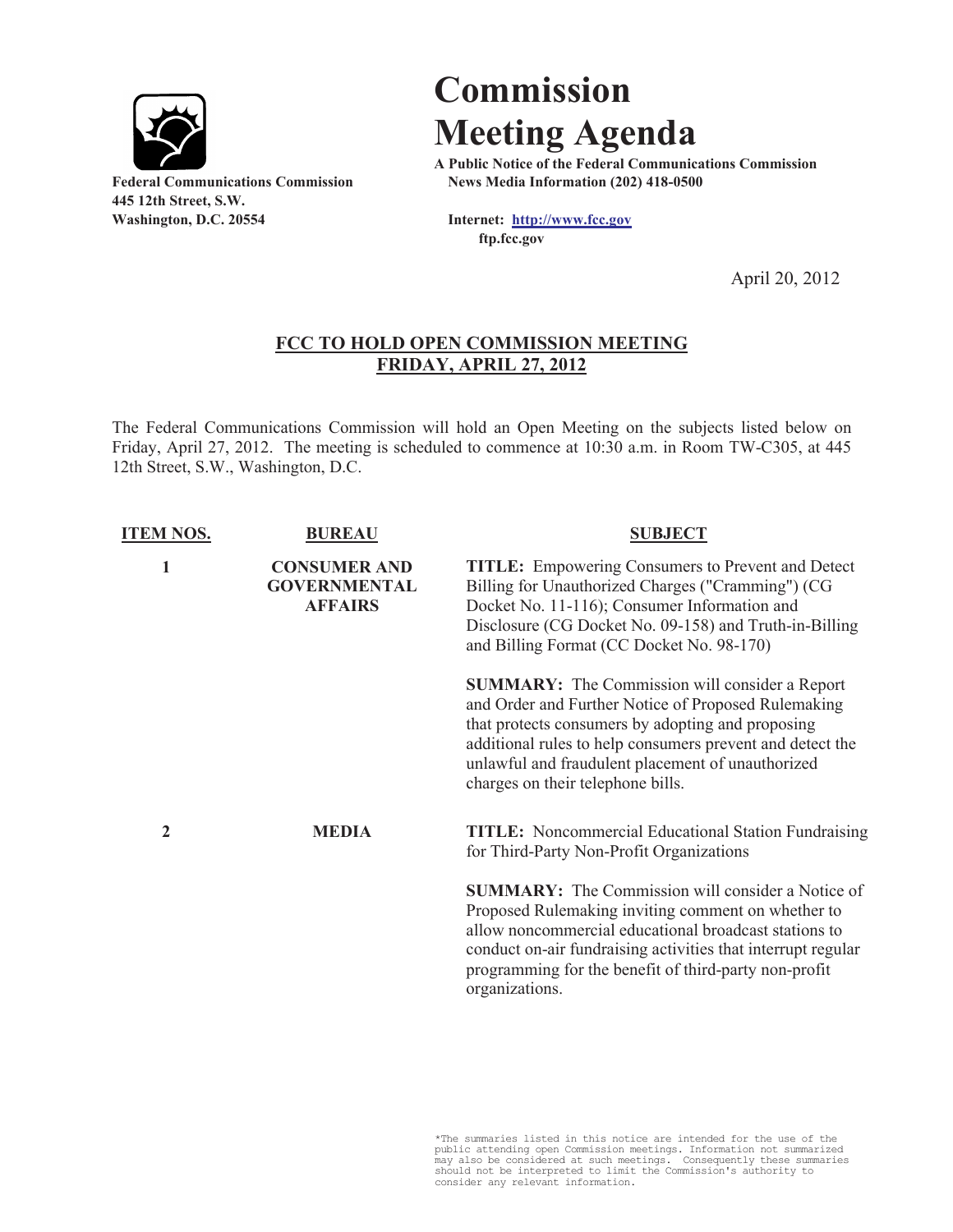# Commission Meeting Agenda

**A Public Notice of the Federal Communications Commission**
**News Media Information (202) 418-0500**

**Internet: http://www.fcc.gov**
**ftp.fcc.gov**

**Federal Communications Commission**
**445 12th Street, S.W.**
**Washington, D.C. 20554**

April 20, 2012

## FCC TO HOLD OPEN COMMISSION MEETING FRIDAY, APRIL 27, 2012

The Federal Communications Commission will hold an Open Meeting on the subjects listed below on Friday, April 27, 2012. The meeting is scheduled to commence at 10:30 a.m. in Room TW-C305, at 445 12th Street, S.W., Washington, D.C.

| ITEM NOS. | BUREAU | SUBJECT |
|---|---|---|
| 1 | CONSUMER AND GOVERNMENTAL AFFAIRS | **TITLE:** Empowering Consumers to Prevent and Detect Billing for Unauthorized Charges ("Cramming") (CG Docket No. 11-116); Consumer Information and Disclosure (CG Docket No. 09-158) and Truth-in-Billing and Billing Format (CC Docket No. 98-170) |
| | | **SUMMARY:** The Commission will consider a Report and Order and Further Notice of Proposed Rulemaking that protects consumers by adopting and proposing additional rules to help consumers prevent and detect the unlawful and fraudulent placement of unauthorized charges on their telephone bills. |
| 2 | MEDIA | **TITLE:** Noncommercial Educational Station Fundraising for Third-Party Non-Profit Organizations |
| | | **SUMMARY:** The Commission will consider a Notice of Proposed Rulemaking inviting comment on whether to allow noncommercial educational broadcast stations to conduct on-air fundraising activities that interrupt regular programming for the benefit of third-party non-profit organizations. |

*The summaries listed in this notice are intended for the use of the public attending open Commission meetings. Information not summarized may also be considered at such meetings. Consequently these summaries should not be interpreted to limit the Commission's authority to consider any relevant information.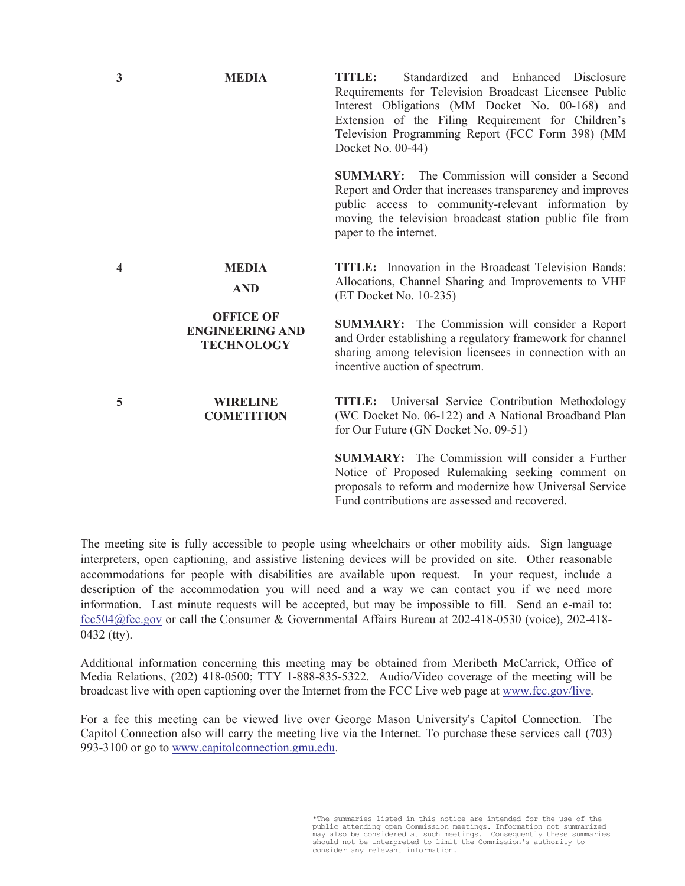| | | |
|---|---|---|
| 3 | **MEDIA** | **TITLE:** Standardized and Enhanced Disclosure Requirements for Television Broadcast Licensee Public Interest Obligations (MM Docket No. 00-168) and Extension of the Filing Requirement for Children's Television Programming Report (FCC Form 398) (MM Docket No. 00-44)<br><br>**SUMMARY:** The Commission will consider a Second Report and Order that increases transparency and improves public access to community-relevant information by moving the television broadcast station public file from paper to the internet. |
| 4 | **MEDIA AND OFFICE OF ENGINEERING AND TECHNOLOGY** | **TITLE:** Innovation in the Broadcast Television Bands: Allocations, Channel Sharing and Improvements to VHF (ET Docket No. 10-235)<br><br>**SUMMARY:** The Commission will consider a Report and Order establishing a regulatory framework for channel sharing among television licensees in connection with an incentive auction of spectrum. |
| 5 | **WIRELINE COMETITION** | **TITLE:** Universal Service Contribution Methodology (WC Docket No. 06-122) and A National Broadband Plan for Our Future (GN Docket No. 09-51)<br><br>**SUMMARY:** The Commission will consider a Further Notice of Proposed Rulemaking seeking comment on proposals to reform and modernize how Universal Service Fund contributions are assessed and recovered. |

The meeting site is fully accessible to people using wheelchairs or other mobility aids. Sign language interpreters, open captioning, and assistive listening devices will be provided on site. Other reasonable accommodations for people with disabilities are available upon request. In your request, include a description of the accommodation you will need and a way we can contact you if we need more information. Last minute requests will be accepted, but may be impossible to fill. Send an e-mail to: fcc504@fcc.gov or call the Consumer & Governmental Affairs Bureau at 202-418-0530 (voice), 202-418-0432 (tty).

Additional information concerning this meeting may be obtained from Meribeth McCarrick, Office of Media Relations, (202) 418-0500; TTY 1-888-835-5322. Audio/Video coverage of the meeting will be broadcast live with open captioning over the Internet from the FCC Live web page at www.fcc.gov/live.

For a fee this meeting can be viewed live over George Mason University's Capitol Connection. The Capitol Connection also will carry the meeting live via the Internet. To purchase these services call (703) 993-3100 or go to www.capitolconnection.gmu.edu.

*The summaries listed in this notice are intended for the use of the public attending open Commission meetings. Information not summarized may also be considered at such meetings. Consequently these summaries should not be interpreted to limit the Commission's authority to consider any relevant information.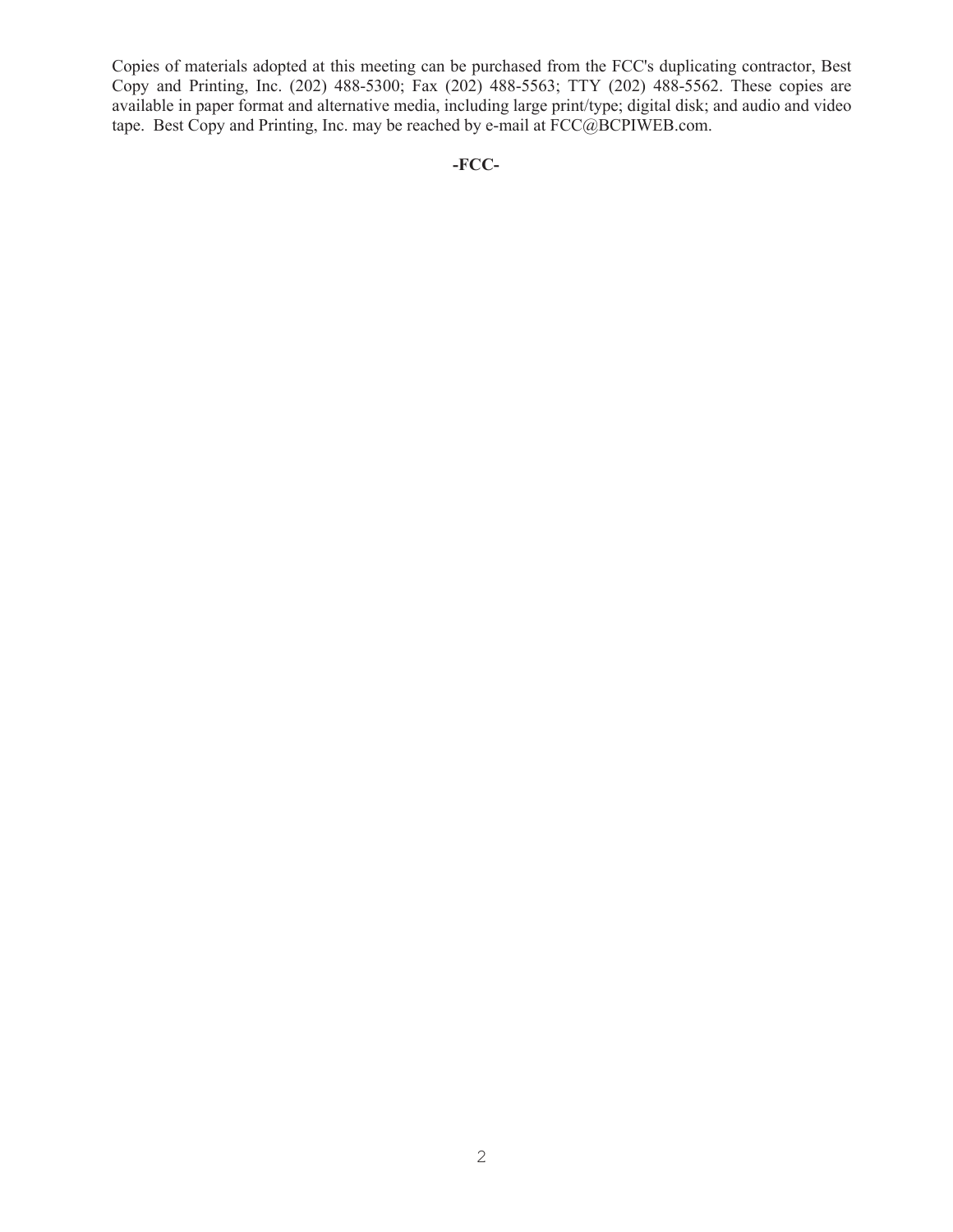Copies of materials adopted at this meeting can be purchased from the FCC's duplicating contractor, Best Copy and Printing, Inc. (202) 488-5300; Fax (202) 488-5563; TTY (202) 488-5562. These copies are available in paper format and alternative media, including large print/type; digital disk; and audio and video tape. Best Copy and Printing, Inc. may be reached by e-mail at FCC@BCPIWEB.com.

**-FCC-**